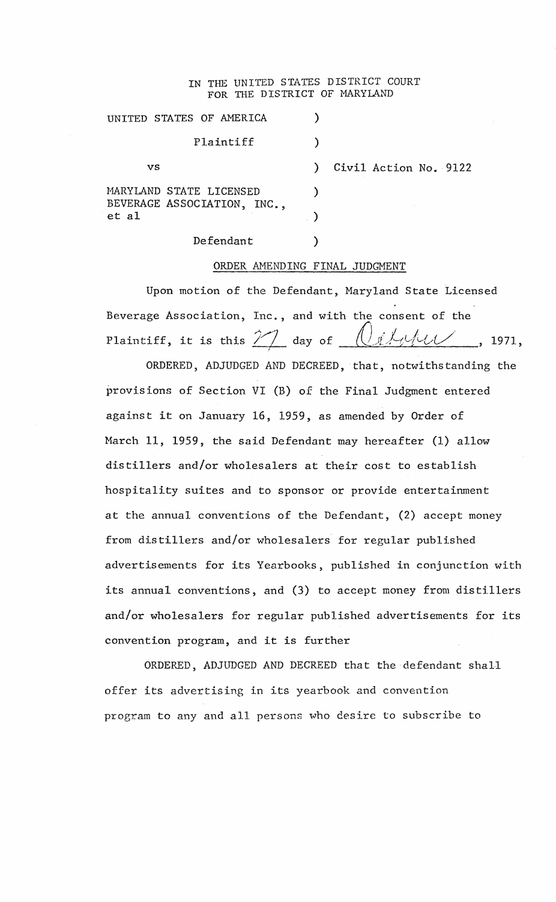IN THE UNITED STATES DISTRICT COURT
FOR THE DISTRICT OF MARYLAND

| | | |
|---|---|---|
| UNITED STATES OF AMERICA | ) | |
| Plaintiff | ) | |
| vs | ) | Civil Action No. 9122 |
| MARYLAND STATE LICENSED BEVERAGE ASSOCIATION, INC., et al | ) | |
| Defendant | ) | |

ORDER AMENDING FINAL JUDGMENT

Upon motion of the Defendant, Maryland State Licensed Beverage Association, Inc., and with the consent of the Plaintiff, it is this 27 day of October, 1971,

ORDERED, ADJUDGED AND DECREED, that, notwithstanding the provisions of Section VI (B) of the Final Judgment entered against it on January 16, 1959, as amended by Order of March 11, 1959, the said Defendant may hereafter (1) allow distillers and/or wholesalers at their cost to establish hospitality suites and to sponsor or provide entertainment at the annual conventions of the Defendant, (2) accept money from distillers and/or wholesalers for regular published advertisements for its Yearbooks, published in conjunction with its annual conventions, and (3) to accept money from distillers and/or wholesalers for regular published advertisements for its convention program, and it is further

ORDERED, ADJUDGED AND DECREED that the defendant shall offer its advertising in its yearbook and convention program to any and all persons who desire to subscribe to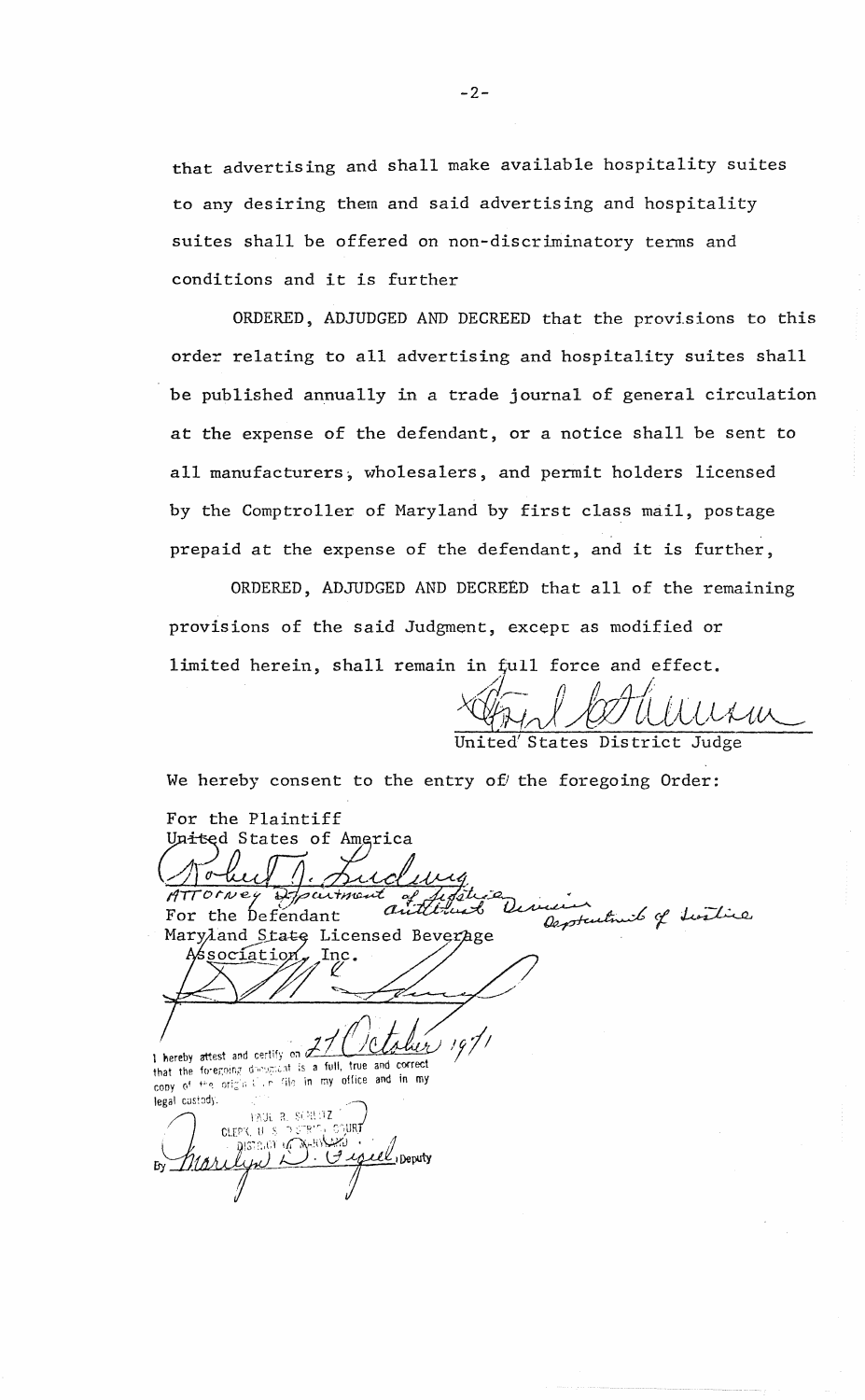that advertising and shall make available hospitality suites to any desiring them and said advertising and hospitality suites shall be offered on non-discriminatory terms and conditions and it is further

ORDERED, ADJUDGED AND DECREED that the provisions to this order relating to all advertising and hospitality suites shall be published annually in a trade journal of general circulation at the expense of the defendant, or a notice shall be sent to all manufacturers, wholesalers, and permit holders licensed by the Comptroller of Maryland by first class mail, postage prepaid at the expense of the defendant, and it is further,

ORDERED, ADJUDGED AND DECREED that all of the remaining provisions of the said Judgment, except as modified or limited herein, shall remain in full force and effect.

United States District Judge

We hereby consent to the entry of the foregoing Order:

For the Plaintiff
United States of America

Attorney Department of Justice Antitrust Division Department of Justice

For the Defendant
Maryland State Licensed Beverage Association, Inc.

I hereby attest and certify on 27 October 1971 that the foregoing document is a full, true and correct copy of the original on file in my office and in my legal custody.

PAUL R. SCHLITZ
CLERK, U. S. DISTRICT COURT
DISTRICT OF MARYLAND

By Marilyn D. Gigeel, Deputy